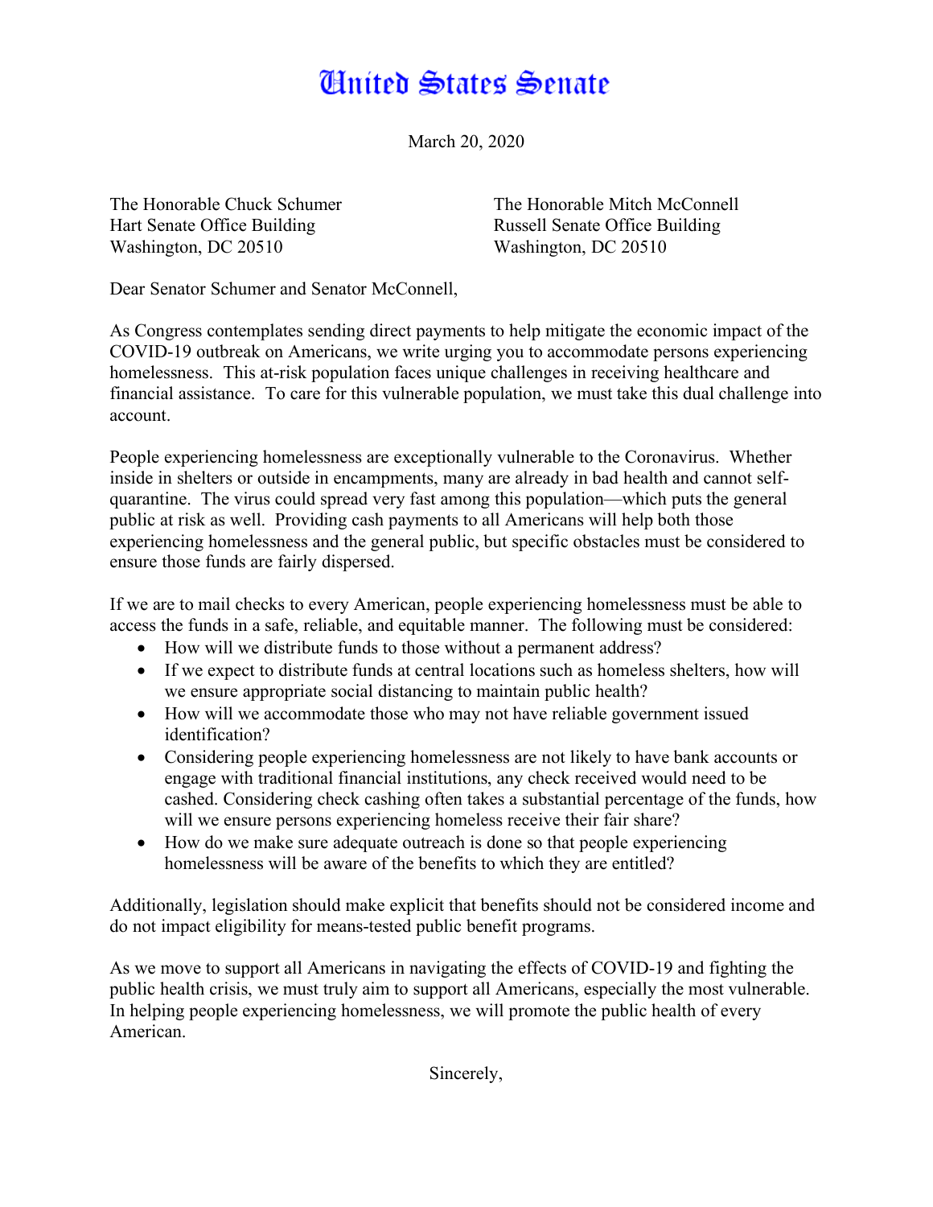# United States Senate

March 20, 2020

The Honorable Chuck Schumer
Hart Senate Office Building
Washington, DC 20510

The Honorable Mitch McConnell
Russell Senate Office Building
Washington, DC 20510

Dear Senator Schumer and Senator McConnell,

As Congress contemplates sending direct payments to help mitigate the economic impact of the COVID-19 outbreak on Americans, we write urging you to accommodate persons experiencing homelessness. This at-risk population faces unique challenges in receiving healthcare and financial assistance. To care for this vulnerable population, we must take this dual challenge into account.

People experiencing homelessness are exceptionally vulnerable to the Coronavirus. Whether inside in shelters or outside in encampments, many are already in bad health and cannot self-quarantine. The virus could spread very fast among this population—which puts the general public at risk as well. Providing cash payments to all Americans will help both those experiencing homelessness and the general public, but specific obstacles must be considered to ensure those funds are fairly dispersed.

If we are to mail checks to every American, people experiencing homelessness must be able to access the funds in a safe, reliable, and equitable manner. The following must be considered:

- How will we distribute funds to those without a permanent address?
- If we expect to distribute funds at central locations such as homeless shelters, how will we ensure appropriate social distancing to maintain public health?
- How will we accommodate those who may not have reliable government issued identification?
- Considering people experiencing homelessness are not likely to have bank accounts or engage with traditional financial institutions, any check received would need to be cashed. Considering check cashing often takes a substantial percentage of the funds, how will we ensure persons experiencing homeless receive their fair share?
- How do we make sure adequate outreach is done so that people experiencing homelessness will be aware of the benefits to which they are entitled?

Additionally, legislation should make explicit that benefits should not be considered income and do not impact eligibility for means-tested public benefit programs.

As we move to support all Americans in navigating the effects of COVID-19 and fighting the public health crisis, we must truly aim to support all Americans, especially the most vulnerable. In helping people experiencing homelessness, we will promote the public health of every American.

Sincerely,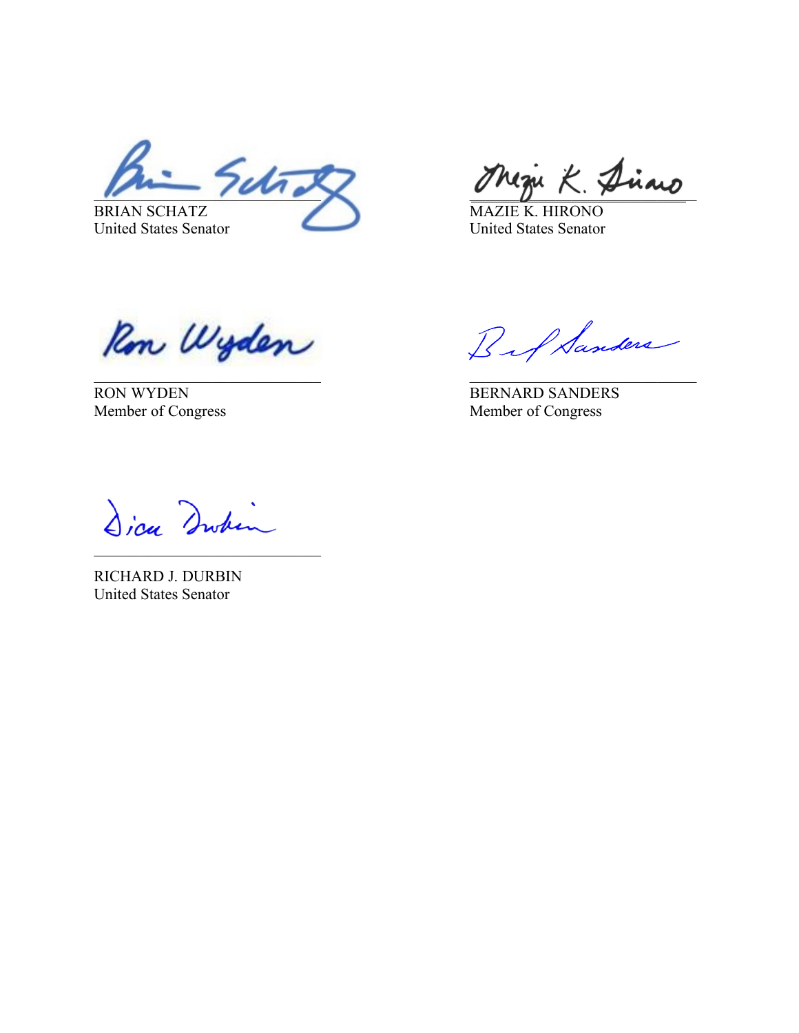BRIAN SCHATZ
United States Senator

MAZIE K. HIRONO
United States Senator

RON WYDEN
Member of Congress

BERNARD SANDERS
Member of Congress

RICHARD J. DURBIN
United States Senator